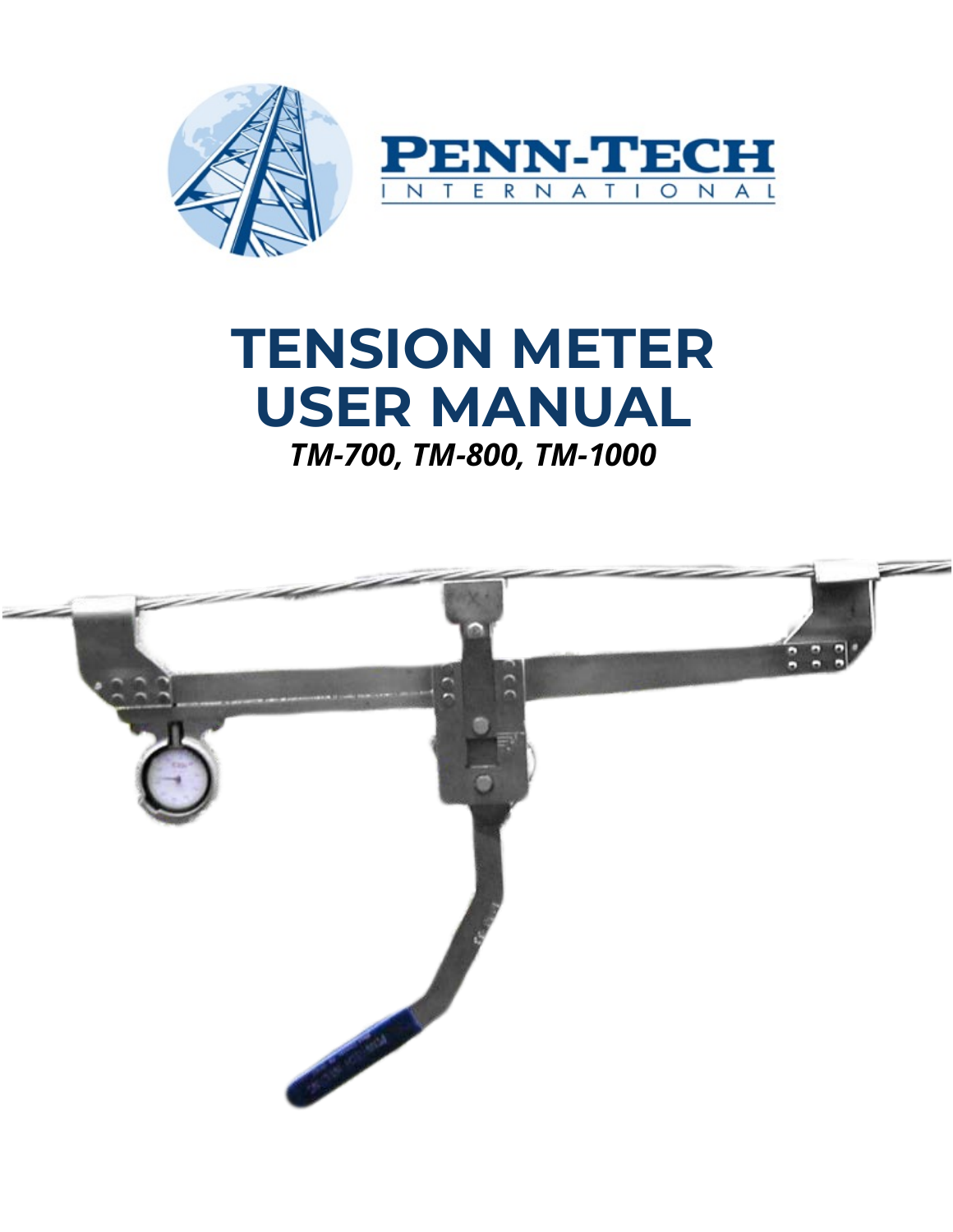PENN-TECH INTERNATIONAL

# TENSION METER USER MANUAL

***TM-700, TM-800, TM-1000***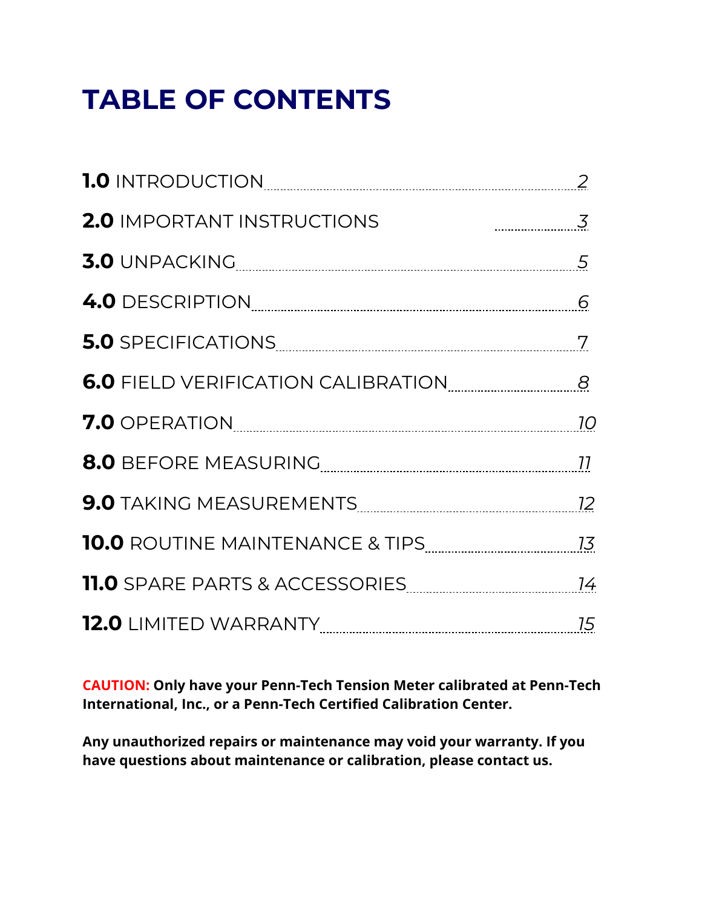# TABLE OF CONTENTS

| Section | Page |
|---|---|
| **1.0** INTRODUCTION | 2 |
| **2.0** IMPORTANT INSTRUCTIONS | 3 |
| **3.0** UNPACKING | 5 |
| **4.0** DESCRIPTION | 6 |
| **5.0** SPECIFICATIONS | 7 |
| **6.0** FIELD VERIFICATION CALIBRATION | 8 |
| **7.0** OPERATION | 10 |
| **8.0** BEFORE MEASURING | 11 |
| **9.0** TAKING MEASUREMENTS | 12 |
| **10.0** ROUTINE MAINTENANCE & TIPS | 13 |
| **11.0** SPARE PARTS & ACCESSORIES | 14 |
| **12.0** LIMITED WARRANTY | 15 |

**CAUTION: Only have your Penn-Tech Tension Meter calibrated at Penn-Tech International, Inc., or a Penn-Tech Certified Calibration Center.**

**Any unauthorized repairs or maintenance may void your warranty. If you have questions about maintenance or calibration, please contact us.**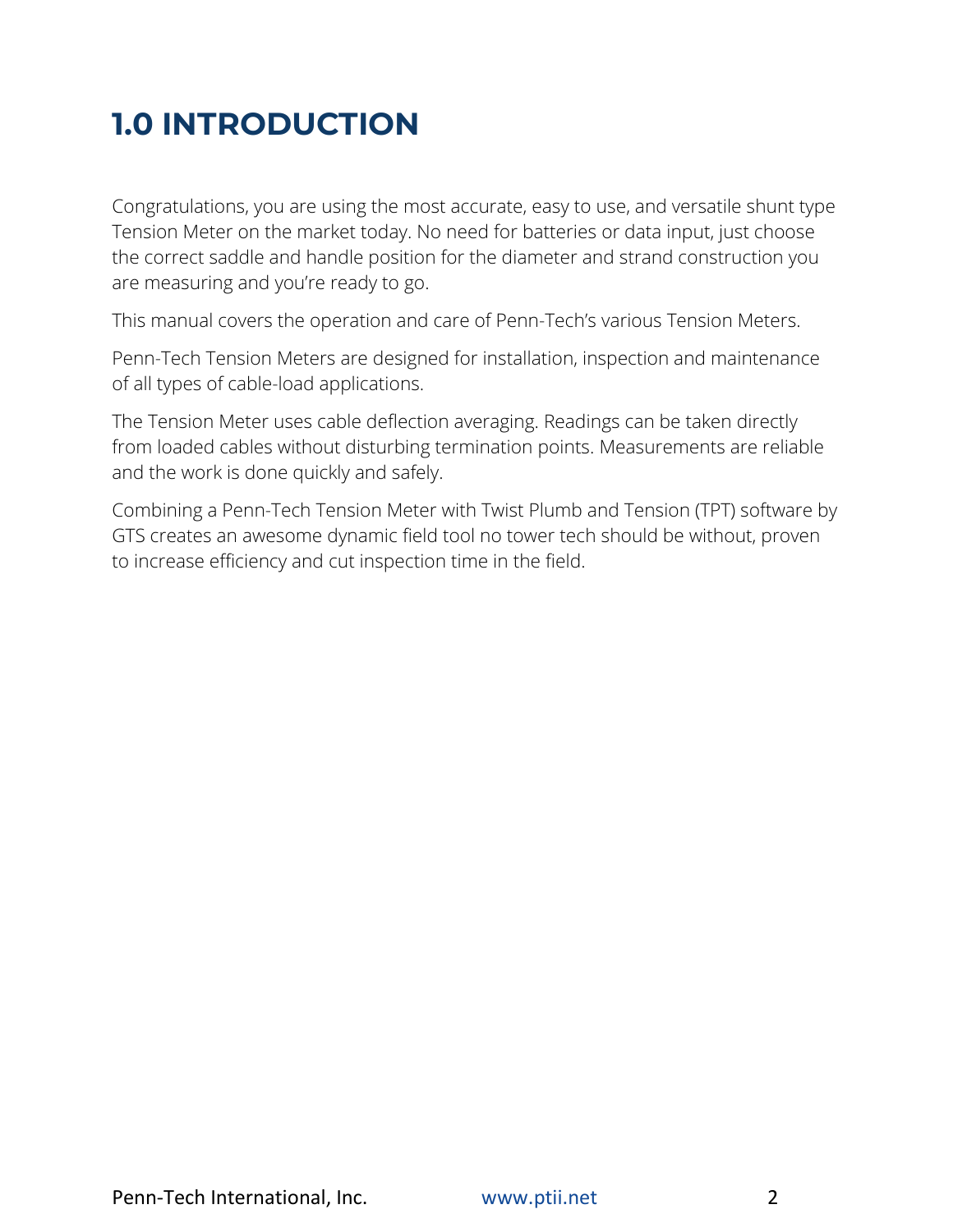# 1.0 INTRODUCTION

Congratulations, you are using the most accurate, easy to use, and versatile shunt type Tension Meter on the market today. No need for batteries or data input, just choose the correct saddle and handle position for the diameter and strand construction you are measuring and you're ready to go.

This manual covers the operation and care of Penn-Tech's various Tension Meters.

Penn-Tech Tension Meters are designed for installation, inspection and maintenance of all types of cable-load applications.

The Tension Meter uses cable deflection averaging. Readings can be taken directly from loaded cables without disturbing termination points. Measurements are reliable and the work is done quickly and safely.

Combining a Penn-Tech Tension Meter with Twist Plumb and Tension (TPT) software by GTS creates an awesome dynamic field tool no tower tech should be without, proven to increase efficiency and cut inspection time in the field.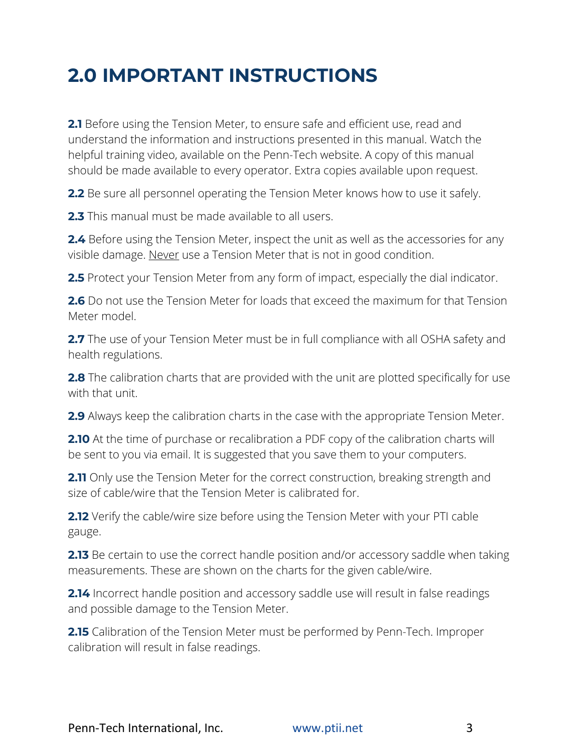# 2.0 IMPORTANT INSTRUCTIONS

**2.1** Before using the Tension Meter, to ensure safe and efficient use, read and understand the information and instructions presented in this manual. Watch the helpful training video, available on the Penn-Tech website. A copy of this manual should be made available to every operator. Extra copies available upon request.

**2.2** Be sure all personnel operating the Tension Meter knows how to use it safely.

**2.3** This manual must be made available to all users.

**2.4** Before using the Tension Meter, inspect the unit as well as the accessories for any visible damage. <u>Never</u> use a Tension Meter that is not in good condition.

**2.5** Protect your Tension Meter from any form of impact, especially the dial indicator.

**2.6** Do not use the Tension Meter for loads that exceed the maximum for that Tension Meter model.

**2.7** The use of your Tension Meter must be in full compliance with all OSHA safety and health regulations.

**2.8** The calibration charts that are provided with the unit are plotted specifically for use with that unit.

**2.9** Always keep the calibration charts in the case with the appropriate Tension Meter.

**2.10** At the time of purchase or recalibration a PDF copy of the calibration charts will be sent to you via email. It is suggested that you save them to your computers.

**2.11** Only use the Tension Meter for the correct construction, breaking strength and size of cable/wire that the Tension Meter is calibrated for.

**2.12** Verify the cable/wire size before using the Tension Meter with your PTI cable gauge.

**2.13** Be certain to use the correct handle position and/or accessory saddle when taking measurements. These are shown on the charts for the given cable/wire.

**2.14** Incorrect handle position and accessory saddle use will result in false readings and possible damage to the Tension Meter.

**2.15** Calibration of the Tension Meter must be performed by Penn-Tech. Improper calibration will result in false readings.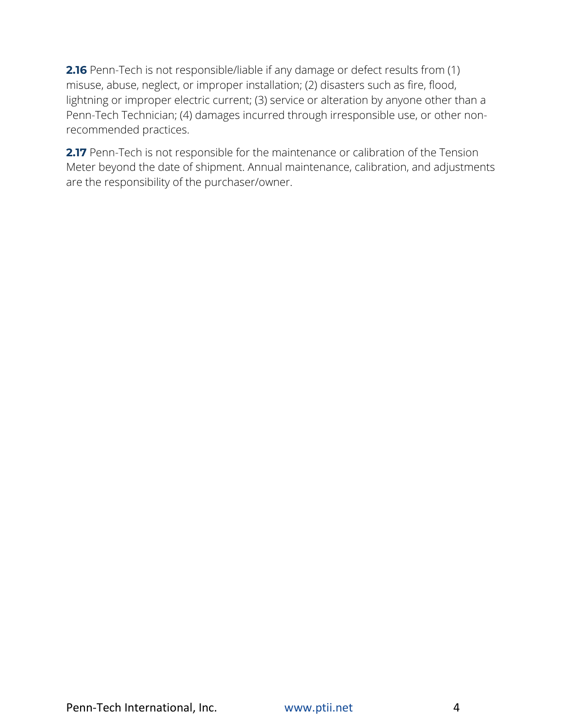**2.16** Penn-Tech is not responsible/liable if any damage or defect results from (1) misuse, abuse, neglect, or improper installation; (2) disasters such as fire, flood, lightning or improper electric current; (3) service or alteration by anyone other than a Penn-Tech Technician; (4) damages incurred through irresponsible use, or other non-recommended practices.

**2.17** Penn-Tech is not responsible for the maintenance or calibration of the Tension Meter beyond the date of shipment. Annual maintenance, calibration, and adjustments are the responsibility of the purchaser/owner.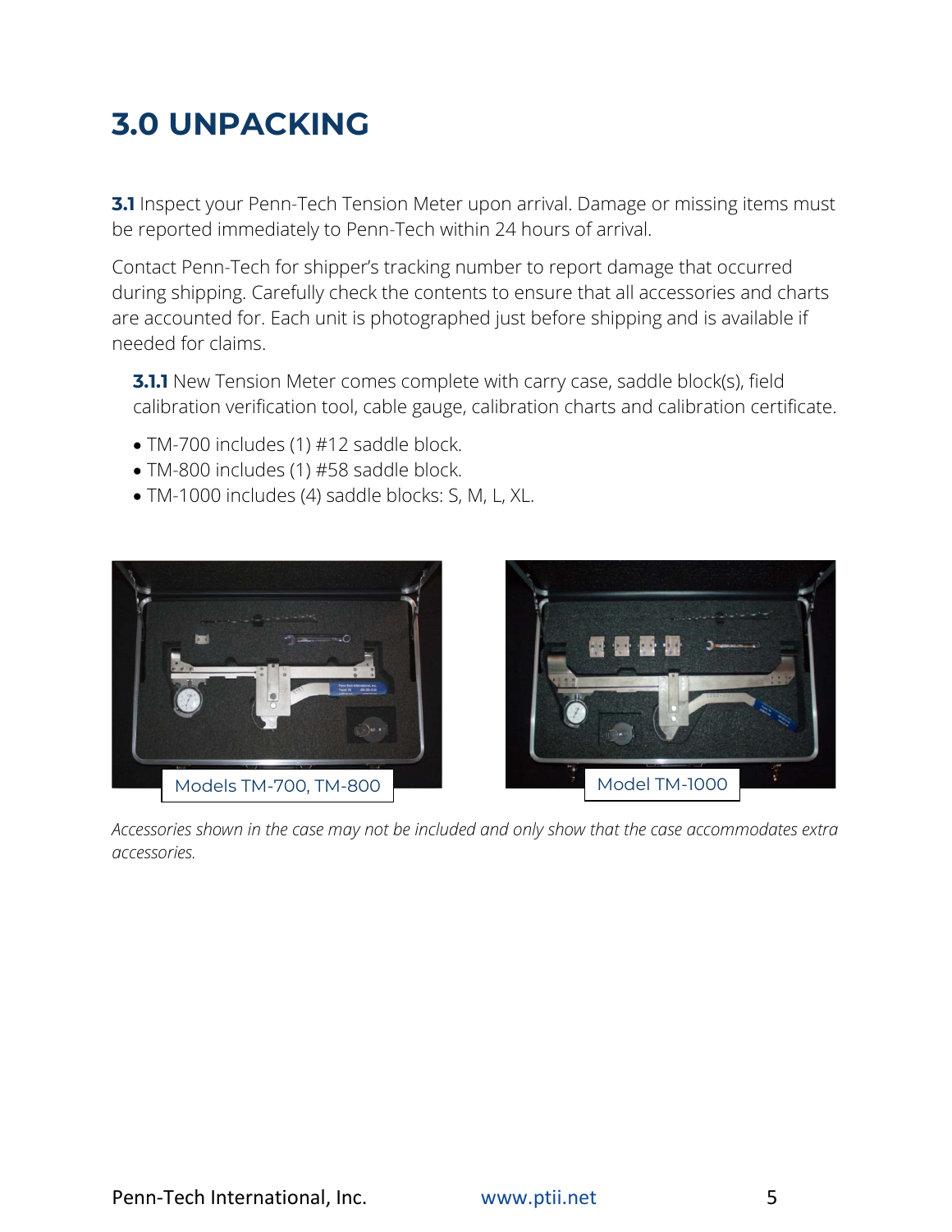# 3.0 UNPACKING

**3.1** Inspect your Penn-Tech Tension Meter upon arrival. Damage or missing items must be reported immediately to Penn-Tech within 24 hours of arrival.

Contact Penn-Tech for shipper's tracking number to report damage that occurred during shipping. Carefully check the contents to ensure that all accessories and charts are accounted for. Each unit is photographed just before shipping and is available if needed for claims.

**3.1.1** New Tension Meter comes complete with carry case, saddle block(s), field calibration verification tool, cable gauge, calibration charts and calibration certificate.

- TM-700 includes (1) #12 saddle block.
- TM-800 includes (1) #58 saddle block.
- TM-1000 includes (4) saddle blocks: S, M, L, XL.

Models TM-700, TM-800

Model TM-1000

*Accessories shown in the case may not be included and only show that the case accommodates extra accessories.*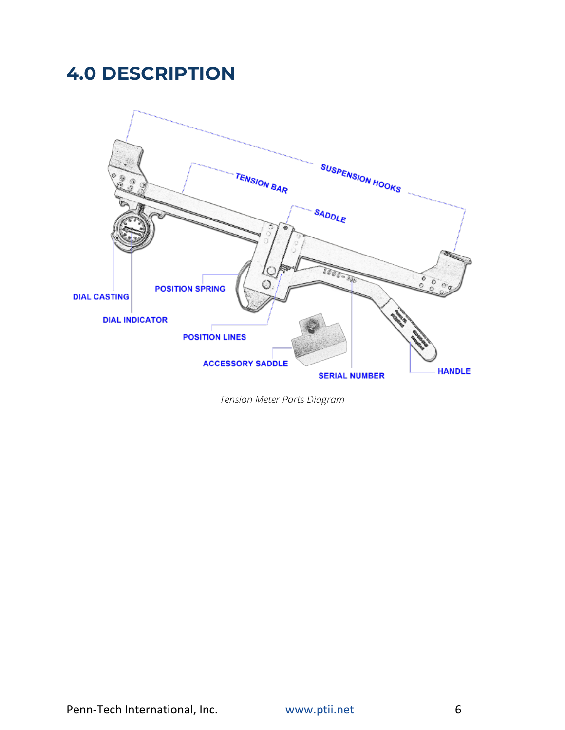# 4.0 DESCRIPTION

*Tension Meter Parts Diagram*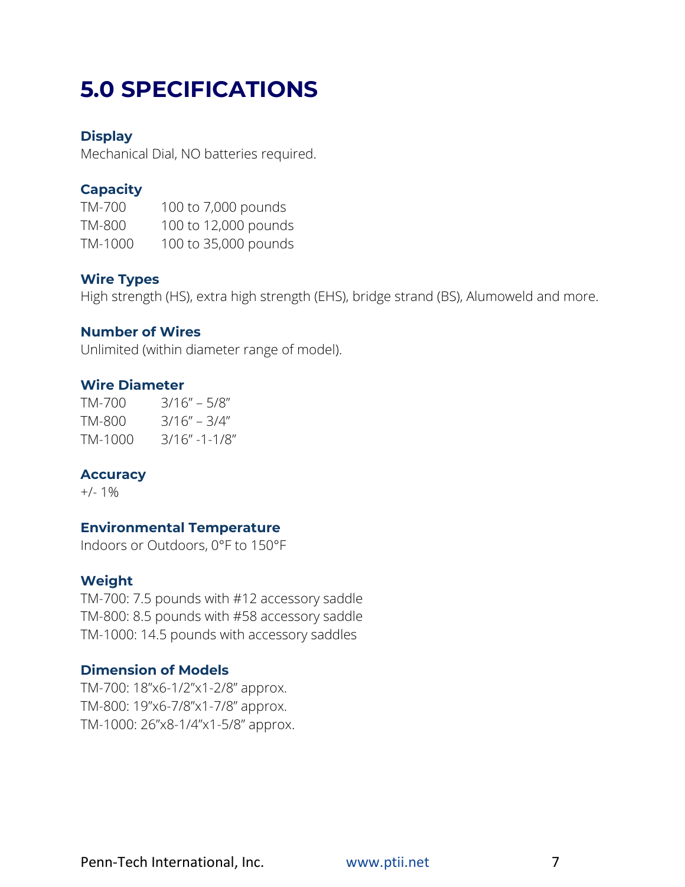# 5.0 SPECIFICATIONS

### Display

Mechanical Dial, NO batteries required.

### Capacity

| | |
|---|---|
| TM-700 | 100 to 7,000 pounds |
| TM-800 | 100 to 12,000 pounds |
| TM-1000 | 100 to 35,000 pounds |

### Wire Types

High strength (HS), extra high strength (EHS), bridge strand (BS), Alumoweld and more.

### Number of Wires

Unlimited (within diameter range of model).

### Wire Diameter

| | |
|---|---|
| TM-700 | 3/16" – 5/8" |
| TM-800 | 3/16" – 3/4" |
| TM-1000 | 3/16" -1-1/8" |

### Accuracy

+/- 1%

### Environmental Temperature

Indoors or Outdoors, 0°F to 150°F

### Weight

TM-700: 7.5 pounds with #12 accessory saddle
TM-800: 8.5 pounds with #58 accessory saddle
TM-1000: 14.5 pounds with accessory saddles

### Dimension of Models

TM-700: 18"x6-1/2"x1-2/8" approx.
TM-800: 19"x6-7/8"x1-7/8" approx.
TM-1000: 26"x8-1/4"x1-5/8" approx.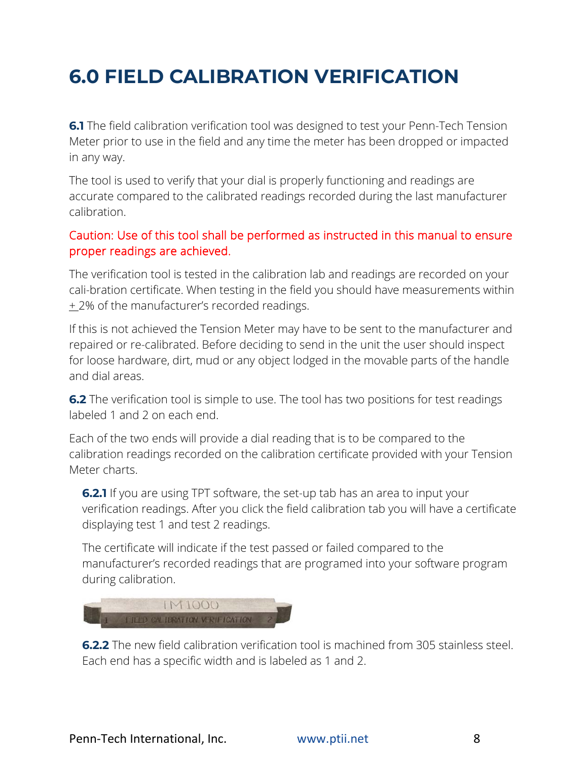# 6.0 FIELD CALIBRATION VERIFICATION

**6.1** The field calibration verification tool was designed to test your Penn-Tech Tension Meter prior to use in the field and any time the meter has been dropped or impacted in any way.

The tool is used to verify that your dial is properly functioning and readings are accurate compared to the calibrated readings recorded during the last manufacturer calibration.

Caution: Use of this tool shall be performed as instructed in this manual to ensure proper readings are achieved.

The verification tool is tested in the calibration lab and readings are recorded on your cali-bration certificate. When testing in the field you should have measurements within ± 2% of the manufacturer's recorded readings.

If this is not achieved the Tension Meter may have to be sent to the manufacturer and repaired or re-calibrated. Before deciding to send in the unit the user should inspect for loose hardware, dirt, mud or any object lodged in the movable parts of the handle and dial areas.

**6.2** The verification tool is simple to use. The tool has two positions for test readings labeled 1 and 2 on each end.

Each of the two ends will provide a dial reading that is to be compared to the calibration readings recorded on the calibration certificate provided with your Tension Meter charts.

**6.2.1** If you are using TPT software, the set-up tab has an area to input your verification readings. After you click the field calibration tab you will have a certificate displaying test 1 and test 2 readings.

The certificate will indicate if the test passed or failed compared to the manufacturer's recorded readings that are programed into your software program during calibration.

**6.2.2** The new field calibration verification tool is machined from 305 stainless steel. Each end has a specific width and is labeled as 1 and 2.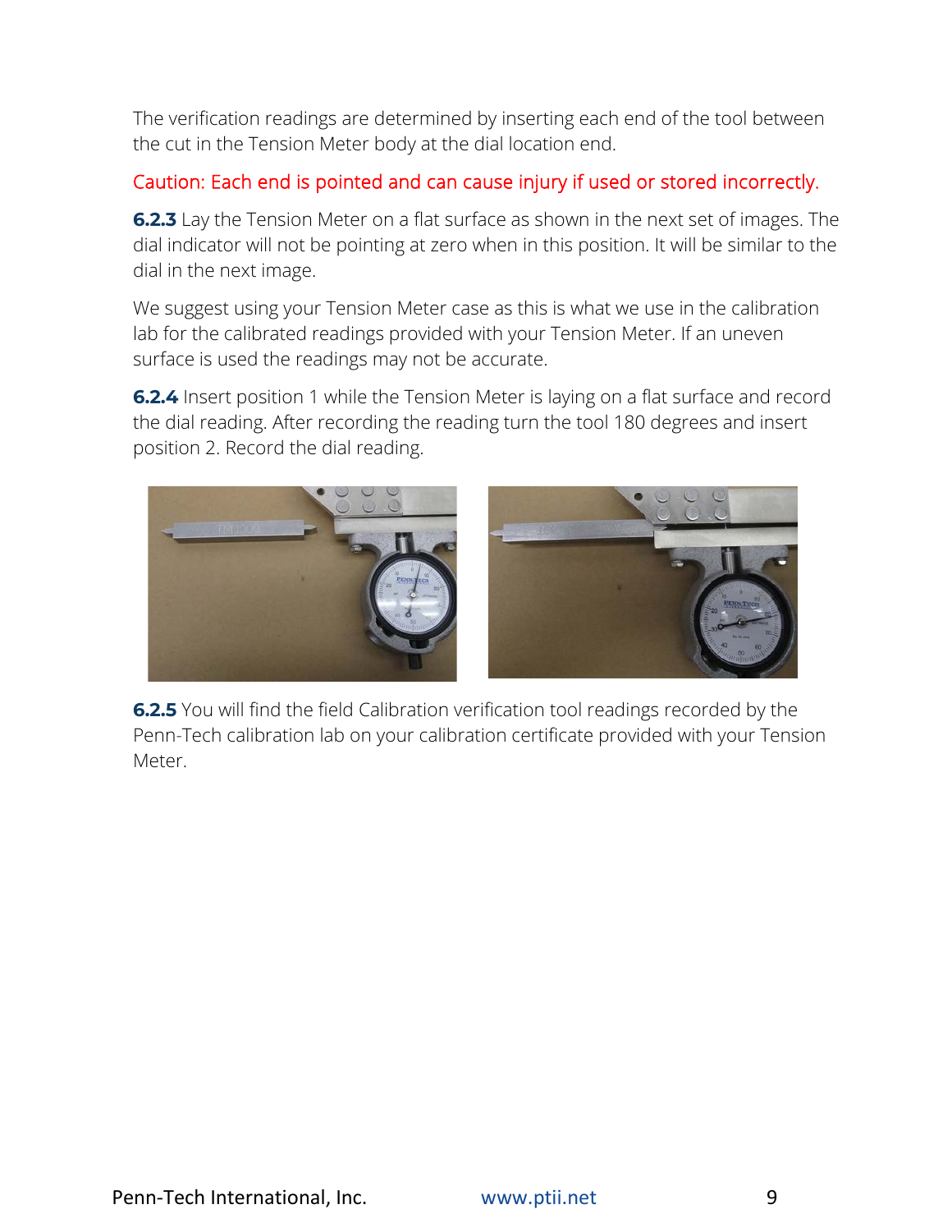The verification readings are determined by inserting each end of the tool between the cut in the Tension Meter body at the dial location end.

Caution: Each end is pointed and can cause injury if used or stored incorrectly.

**6.2.3** Lay the Tension Meter on a flat surface as shown in the next set of images. The dial indicator will not be pointing at zero when in this position. It will be similar to the dial in the next image.

We suggest using your Tension Meter case as this is what we use in the calibration lab for the calibrated readings provided with your Tension Meter. If an uneven surface is used the readings may not be accurate.

**6.2.4** Insert position 1 while the Tension Meter is laying on a flat surface and record the dial reading. After recording the reading turn the tool 180 degrees and insert position 2. Record the dial reading.

**6.2.5** You will find the field Calibration verification tool readings recorded by the Penn-Tech calibration lab on your calibration certificate provided with your Tension Meter.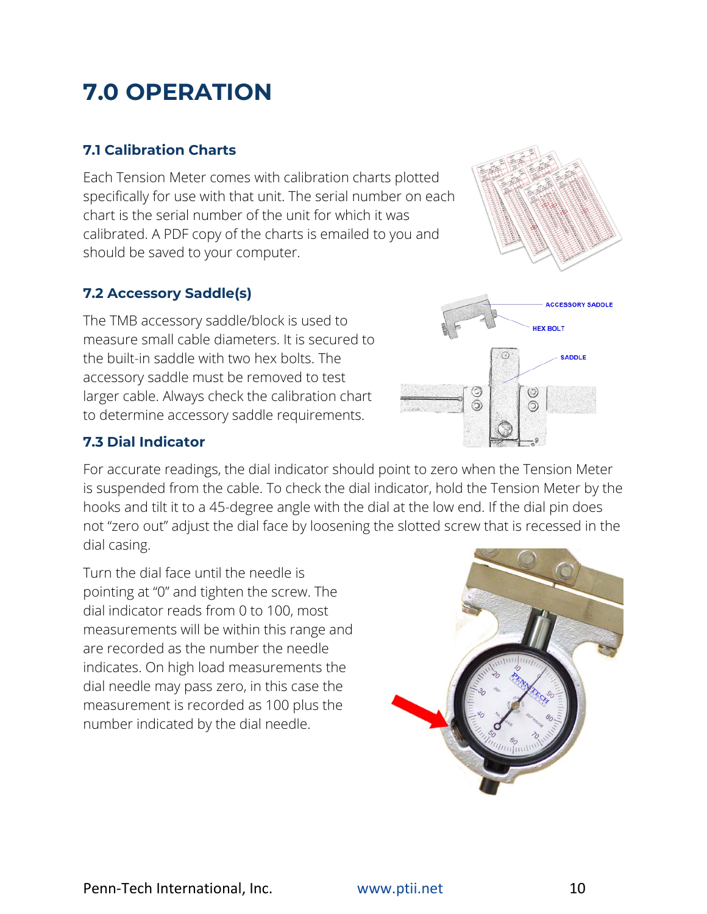# 7.0 OPERATION

## 7.1 Calibration Charts

Each Tension Meter comes with calibration charts plotted specifically for use with that unit. The serial number on each chart is the serial number of the unit for which it was calibrated. A PDF copy of the charts is emailed to you and should be saved to your computer.

## 7.2 Accessory Saddle(s)

The TMB accessory saddle/block is used to measure small cable diameters. It is secured to the built-in saddle with two hex bolts. The accessory saddle must be removed to test larger cable. Always check the calibration chart to determine accessory saddle requirements.

## 7.3 Dial Indicator

For accurate readings, the dial indicator should point to zero when the Tension Meter is suspended from the cable. To check the dial indicator, hold the Tension Meter by the hooks and tilt it to a 45-degree angle with the dial at the low end. If the dial pin does not "zero out" adjust the dial face by loosening the slotted screw that is recessed in the dial casing.

Turn the dial face until the needle is pointing at "0" and tighten the screw. The dial indicator reads from 0 to 100, most measurements will be within this range and are recorded as the number the needle indicates. On high load measurements the dial needle may pass zero, in this case the measurement is recorded as 100 plus the number indicated by the dial needle.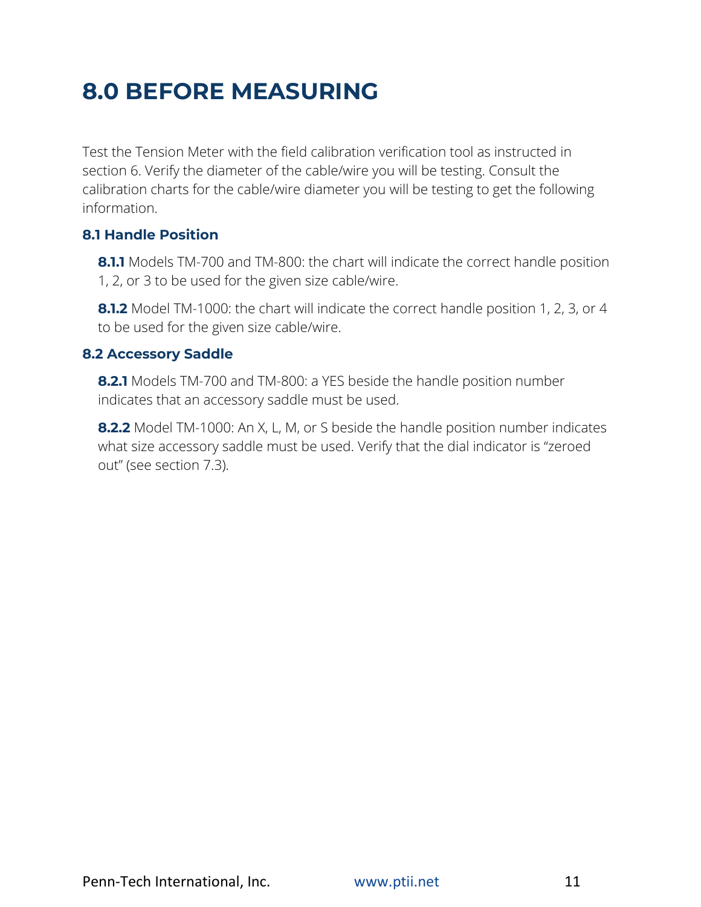# 8.0 BEFORE MEASURING

Test the Tension Meter with the field calibration verification tool as instructed in section 6. Verify the diameter of the cable/wire you will be testing. Consult the calibration charts for the cable/wire diameter you will be testing to get the following information.

## 8.1 Handle Position

**8.1.1** Models TM-700 and TM-800: the chart will indicate the correct handle position 1, 2, or 3 to be used for the given size cable/wire.

**8.1.2** Model TM-1000: the chart will indicate the correct handle position 1, 2, 3, or 4 to be used for the given size cable/wire.

## 8.2 Accessory Saddle

**8.2.1** Models TM-700 and TM-800: a YES beside the handle position number indicates that an accessory saddle must be used.

**8.2.2** Model TM-1000: An X, L, M, or S beside the handle position number indicates what size accessory saddle must be used. Verify that the dial indicator is "zeroed out" (see section 7.3).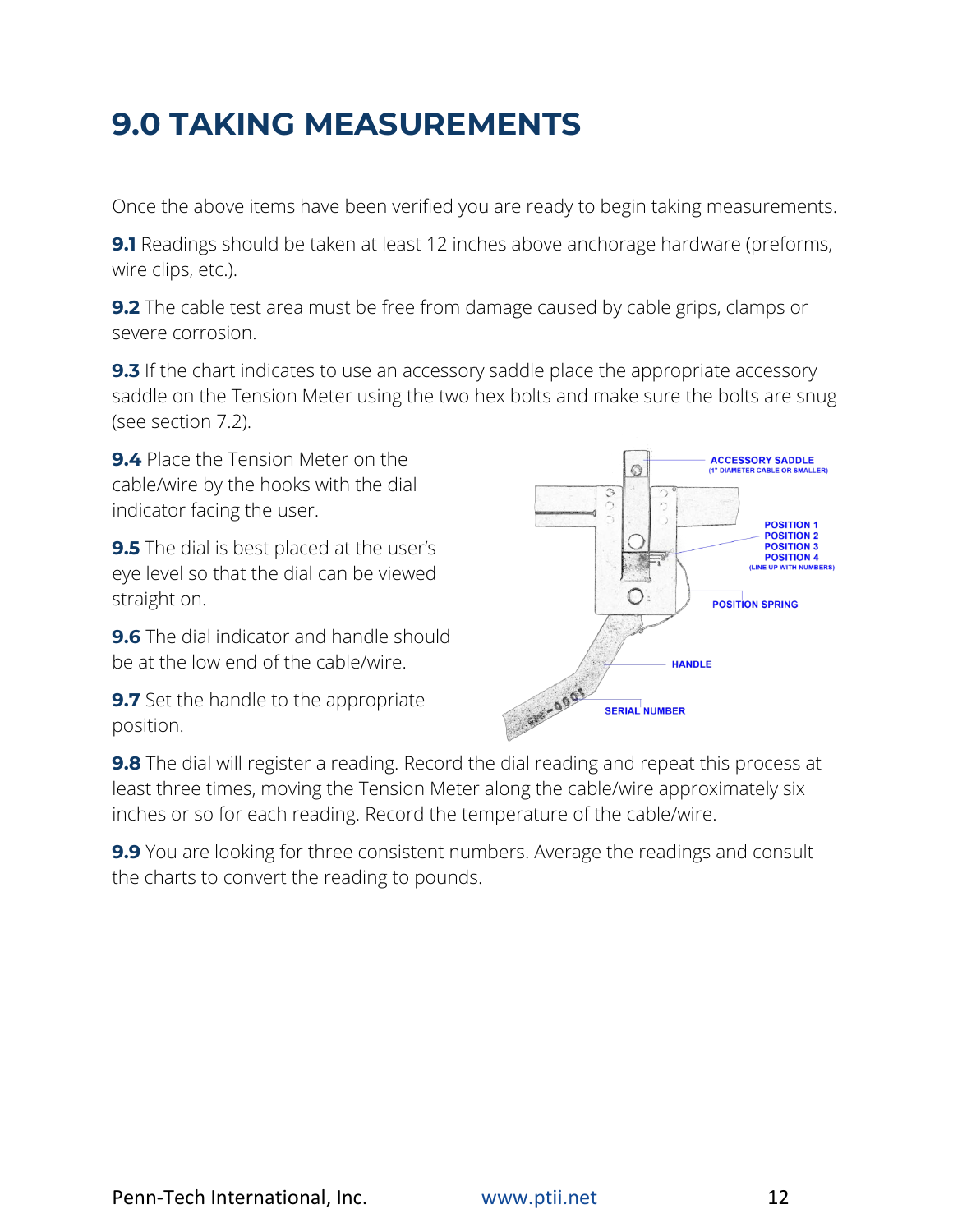# 9.0 TAKING MEASUREMENTS

Once the above items have been verified you are ready to begin taking measurements.

**9.1** Readings should be taken at least 12 inches above anchorage hardware (preforms, wire clips, etc.).

**9.2** The cable test area must be free from damage caused by cable grips, clamps or severe corrosion.

**9.3** If the chart indicates to use an accessory saddle place the appropriate accessory saddle on the Tension Meter using the two hex bolts and make sure the bolts are snug (see section 7.2).

**9.4** Place the Tension Meter on the cable/wire by the hooks with the dial indicator facing the user.

**9.5** The dial is best placed at the user's eye level so that the dial can be viewed straight on.

**9.6** The dial indicator and handle should be at the low end of the cable/wire.

**9.7** Set the handle to the appropriate position.

**9.8** The dial will register a reading. Record the dial reading and repeat this process at least three times, moving the Tension Meter along the cable/wire approximately six inches or so for each reading. Record the temperature of the cable/wire.

**9.9** You are looking for three consistent numbers. Average the readings and consult the charts to convert the reading to pounds.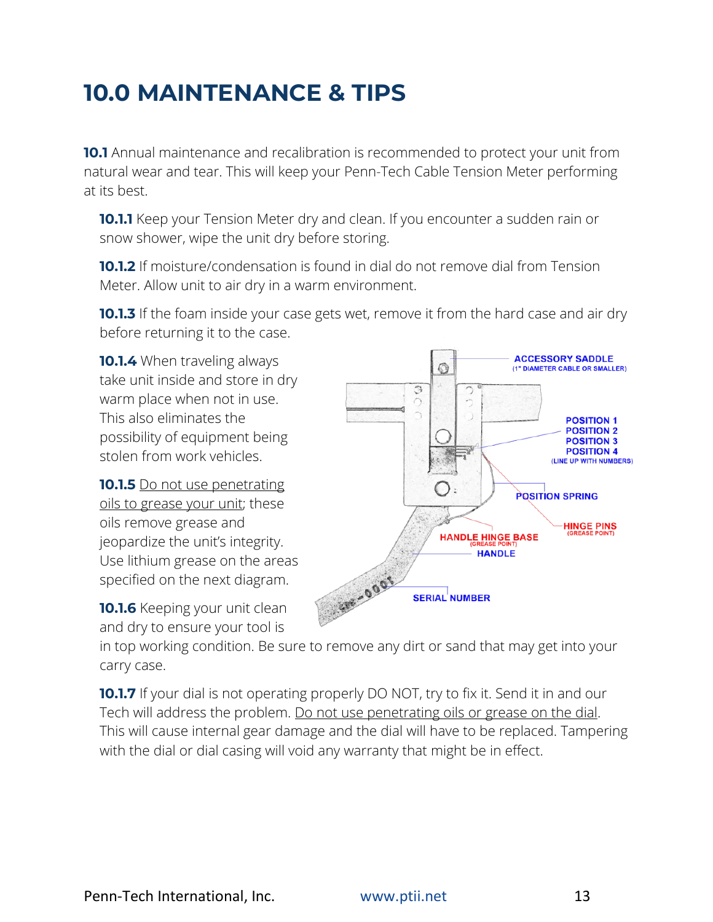# 10.0 MAINTENANCE & TIPS

**10.1** Annual maintenance and recalibration is recommended to protect your unit from natural wear and tear. This will keep your Penn-Tech Cable Tension Meter performing at its best.

**10.1.1** Keep your Tension Meter dry and clean. If you encounter a sudden rain or snow shower, wipe the unit dry before storing.

**10.1.2** If moisture/condensation is found in dial do not remove dial from Tension Meter. Allow unit to air dry in a warm environment.

**10.1.3** If the foam inside your case gets wet, remove it from the hard case and air dry before returning it to the case.

**10.1.4** When traveling always take unit inside and store in dry warm place when not in use. This also eliminates the possibility of equipment being stolen from work vehicles.

**10.1.5** Do not use penetrating oils to grease your unit; these oils remove grease and jeopardize the unit's integrity. Use lithium grease on the areas specified on the next diagram.

ACCESSORY SADDLE (1" DIAMETER CABLE OR SMALLER)

POSITION 1
POSITION 2
POSITION 3
POSITION 4
(LINE UP WITH NUMBERS)

POSITION SPRING

HINGE PINS (GREASE POINT)

HANDLE HINGE BASE (GREASE POINT)

HANDLE

SERIAL NUMBER

**10.1.6** Keeping your unit clean and dry to ensure your tool is in top working condition. Be sure to remove any dirt or sand that may get into your carry case.

**10.1.7** If your dial is not operating properly DO NOT, try to fix it. Send it in and our Tech will address the problem. Do not use penetrating oils or grease on the dial. This will cause internal gear damage and the dial will have to be replaced. Tampering with the dial or dial casing will void any warranty that might be in effect.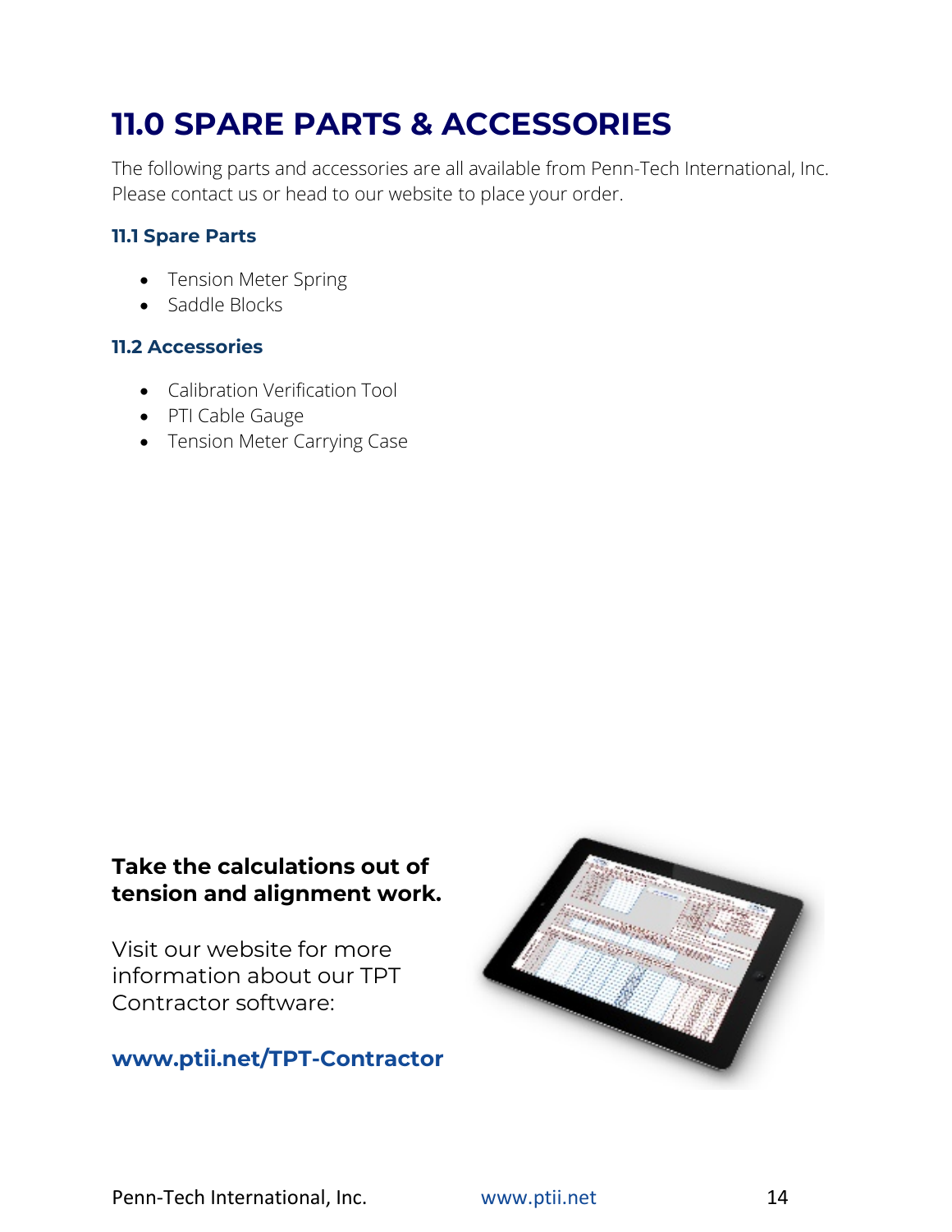# 11.0 SPARE PARTS & ACCESSORIES

The following parts and accessories are all available from Penn-Tech International, Inc. Please contact us or head to our website to place your order.

### 11.1 Spare Parts

- Tension Meter Spring
- Saddle Blocks

### 11.2 Accessories

- Calibration Verification Tool
- PTI Cable Gauge
- Tension Meter Carrying Case

**Take the calculations out of tension and alignment work.**

Visit our website for more information about our TPT Contractor software:

**www.ptii.net/TPT-Contractor**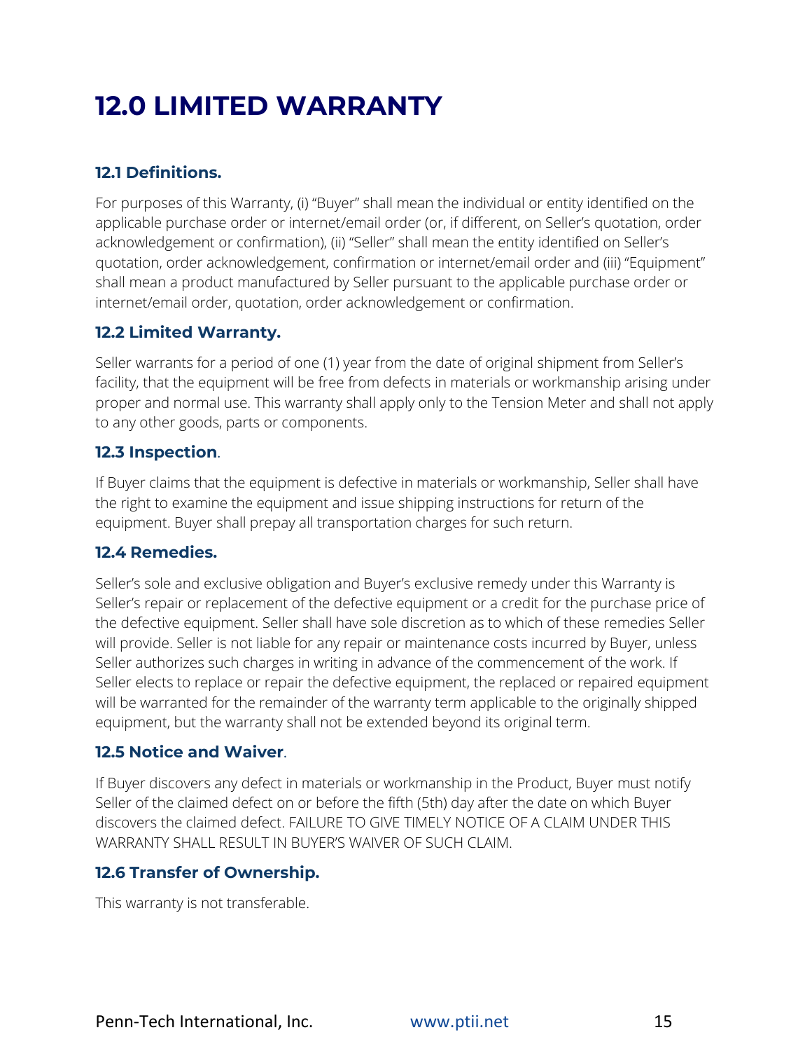# 12.0 LIMITED WARRANTY

### 12.1 Definitions.

For purposes of this Warranty, (i) "Buyer" shall mean the individual or entity identified on the applicable purchase order or internet/email order (or, if different, on Seller's quotation, order acknowledgement or confirmation), (ii) "Seller" shall mean the entity identified on Seller's quotation, order acknowledgement, confirmation or internet/email order and (iii) "Equipment" shall mean a product manufactured by Seller pursuant to the applicable purchase order or internet/email order, quotation, order acknowledgement or confirmation.

### 12.2 Limited Warranty.

Seller warrants for a period of one (1) year from the date of original shipment from Seller's facility, that the equipment will be free from defects in materials or workmanship arising under proper and normal use. This warranty shall apply only to the Tension Meter and shall not apply to any other goods, parts or components.

### 12.3 Inspection.

If Buyer claims that the equipment is defective in materials or workmanship, Seller shall have the right to examine the equipment and issue shipping instructions for return of the equipment. Buyer shall prepay all transportation charges for such return.

### 12.4 Remedies.

Seller's sole and exclusive obligation and Buyer's exclusive remedy under this Warranty is Seller's repair or replacement of the defective equipment or a credit for the purchase price of the defective equipment. Seller shall have sole discretion as to which of these remedies Seller will provide. Seller is not liable for any repair or maintenance costs incurred by Buyer, unless Seller authorizes such charges in writing in advance of the commencement of the work. If Seller elects to replace or repair the defective equipment, the replaced or repaired equipment will be warranted for the remainder of the warranty term applicable to the originally shipped equipment, but the warranty shall not be extended beyond its original term.

### 12.5 Notice and Waiver.

If Buyer discovers any defect in materials or workmanship in the Product, Buyer must notify Seller of the claimed defect on or before the fifth (5th) day after the date on which Buyer discovers the claimed defect. FAILURE TO GIVE TIMELY NOTICE OF A CLAIM UNDER THIS WARRANTY SHALL RESULT IN BUYER'S WAIVER OF SUCH CLAIM.

### 12.6 Transfer of Ownership.

This warranty is not transferable.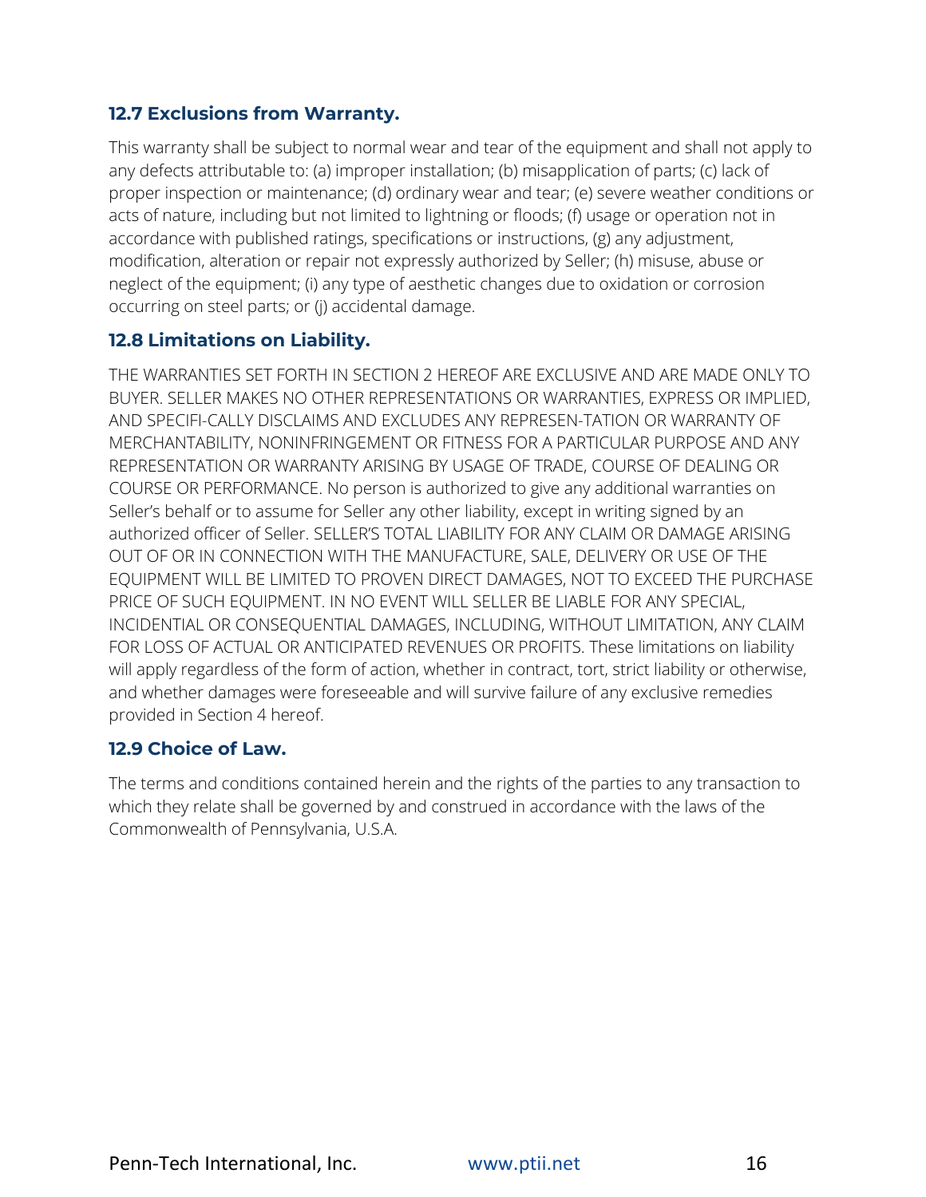### 12.7 Exclusions from Warranty.

This warranty shall be subject to normal wear and tear of the equipment and shall not apply to any defects attributable to: (a) improper installation; (b) misapplication of parts; (c) lack of proper inspection or maintenance; (d) ordinary wear and tear; (e) severe weather conditions or acts of nature, including but not limited to lightning or floods; (f) usage or operation not in accordance with published ratings, specifications or instructions, (g) any adjustment, modification, alteration or repair not expressly authorized by Seller; (h) misuse, abuse or neglect of the equipment; (i) any type of aesthetic changes due to oxidation or corrosion occurring on steel parts; or (j) accidental damage.

### 12.8 Limitations on Liability.

THE WARRANTIES SET FORTH IN SECTION 2 HEREOF ARE EXCLUSIVE AND ARE MADE ONLY TO BUYER. SELLER MAKES NO OTHER REPRESENTATIONS OR WARRANTIES, EXPRESS OR IMPLIED, AND SPECIFI-CALLY DISCLAIMS AND EXCLUDES ANY REPRESEN-TATION OR WARRANTY OF MERCHANTABILITY, NONINFRINGEMENT OR FITNESS FOR A PARTICULAR PURPOSE AND ANY REPRESENTATION OR WARRANTY ARISING BY USAGE OF TRADE, COURSE OF DEALING OR COURSE OR PERFORMANCE. No person is authorized to give any additional warranties on Seller's behalf or to assume for Seller any other liability, except in writing signed by an authorized officer of Seller. SELLER'S TOTAL LIABILITY FOR ANY CLAIM OR DAMAGE ARISING OUT OF OR IN CONNECTION WITH THE MANUFACTURE, SALE, DELIVERY OR USE OF THE EQUIPMENT WILL BE LIMITED TO PROVEN DIRECT DAMAGES, NOT TO EXCEED THE PURCHASE PRICE OF SUCH EQUIPMENT. IN NO EVENT WILL SELLER BE LIABLE FOR ANY SPECIAL, INCIDENTIAL OR CONSEQUENTIAL DAMAGES, INCLUDING, WITHOUT LIMITATION, ANY CLAIM FOR LOSS OF ACTUAL OR ANTICIPATED REVENUES OR PROFITS. These limitations on liability will apply regardless of the form of action, whether in contract, tort, strict liability or otherwise, and whether damages were foreseeable and will survive failure of any exclusive remedies provided in Section 4 hereof.

### 12.9 Choice of Law.

The terms and conditions contained herein and the rights of the parties to any transaction to which they relate shall be governed by and construed in accordance with the laws of the Commonwealth of Pennsylvania, U.S.A.